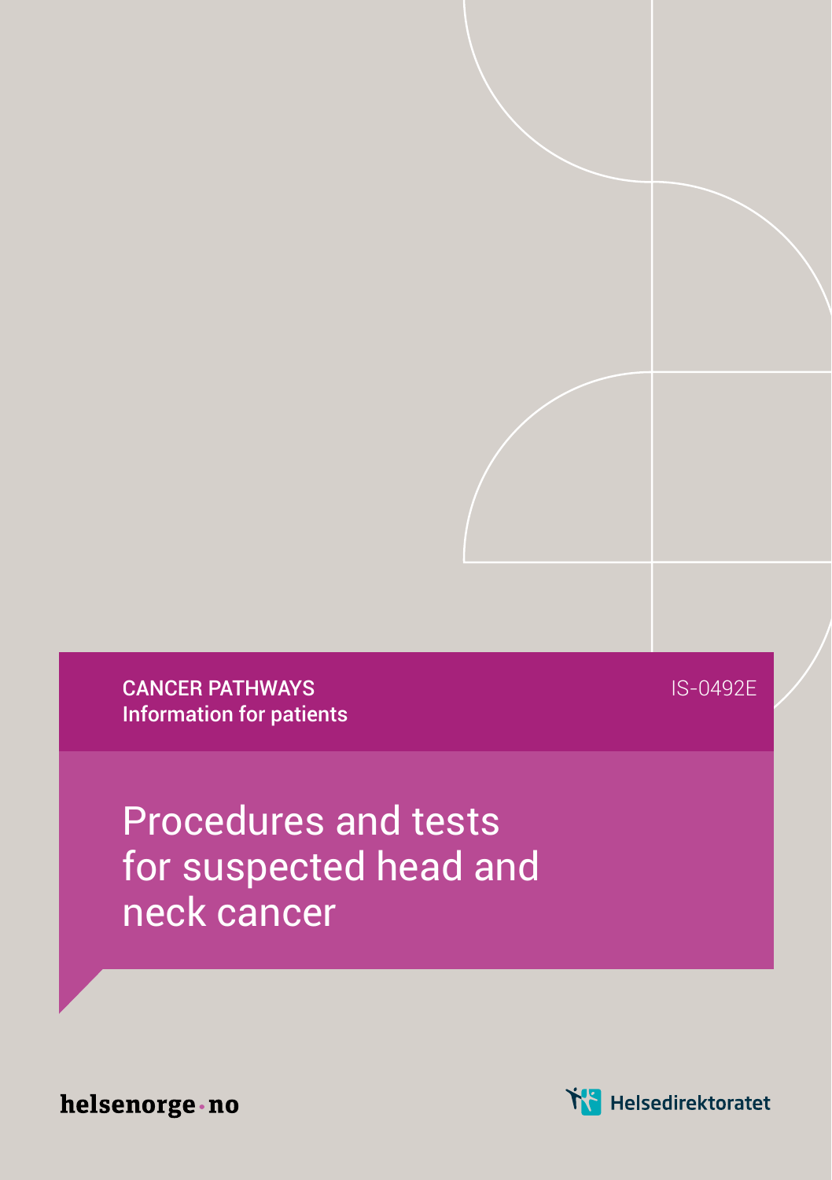CANCER PATHWAYS
**Information for patients**

IS-0492E

# Procedures and tests for suspected head and neck cancer

helsenorge.no

Helsedirektoratet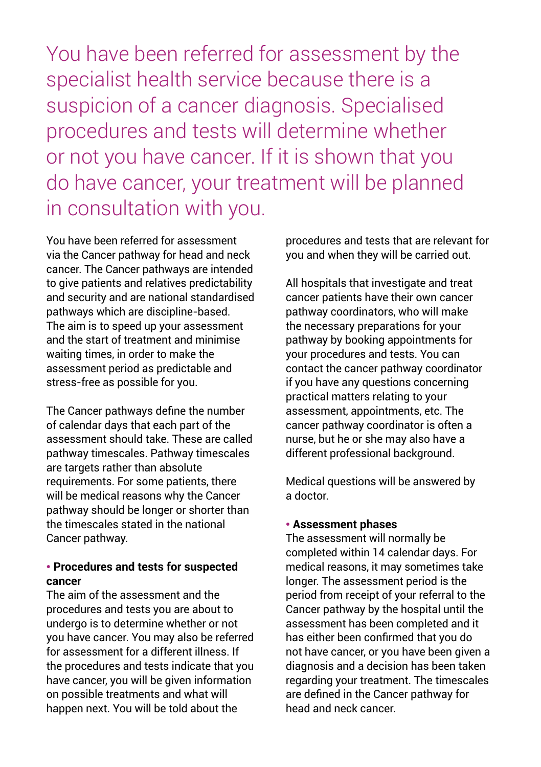You have been referred for assessment by the specialist health service because there is a suspicion of a cancer diagnosis. Specialised procedures and tests will determine whether or not you have cancer. If it is shown that you do have cancer, your treatment will be planned in consultation with you.

You have been referred for assessment via the Cancer pathway for head and neck cancer. The Cancer pathways are intended to give patients and relatives predictability and security and are national standardised pathways which are discipline-based. The aim is to speed up your assessment and the start of treatment and minimise waiting times, in order to make the assessment period as predictable and stress-free as possible for you.

The Cancer pathways define the number of calendar days that each part of the assessment should take. These are called pathway timescales. Pathway timescales are targets rather than absolute requirements. For some patients, there will be medical reasons why the Cancer pathway should be longer or shorter than the timescales stated in the national Cancer pathway.

## • Procedures and tests for suspected cancer

The aim of the assessment and the procedures and tests you are about to undergo is to determine whether or not you have cancer. You may also be referred for assessment for a different illness. If the procedures and tests indicate that you have cancer, you will be given information on possible treatments and what will happen next. You will be told about the procedures and tests that are relevant for you and when they will be carried out.

All hospitals that investigate and treat cancer patients have their own cancer pathway coordinators, who will make the necessary preparations for your pathway by booking appointments for your procedures and tests. You can contact the cancer pathway coordinator if you have any questions concerning practical matters relating to your assessment, appointments, etc. The cancer pathway coordinator is often a nurse, but he or she may also have a different professional background.

Medical questions will be answered by a doctor.

## • Assessment phases

The assessment will normally be completed within 14 calendar days. For medical reasons, it may sometimes take longer. The assessment period is the period from receipt of your referral to the Cancer pathway by the hospital until the assessment has been completed and it has either been confirmed that you do not have cancer, or you have been given a diagnosis and a decision has been taken regarding your treatment. The timescales are defined in the Cancer pathway for head and neck cancer.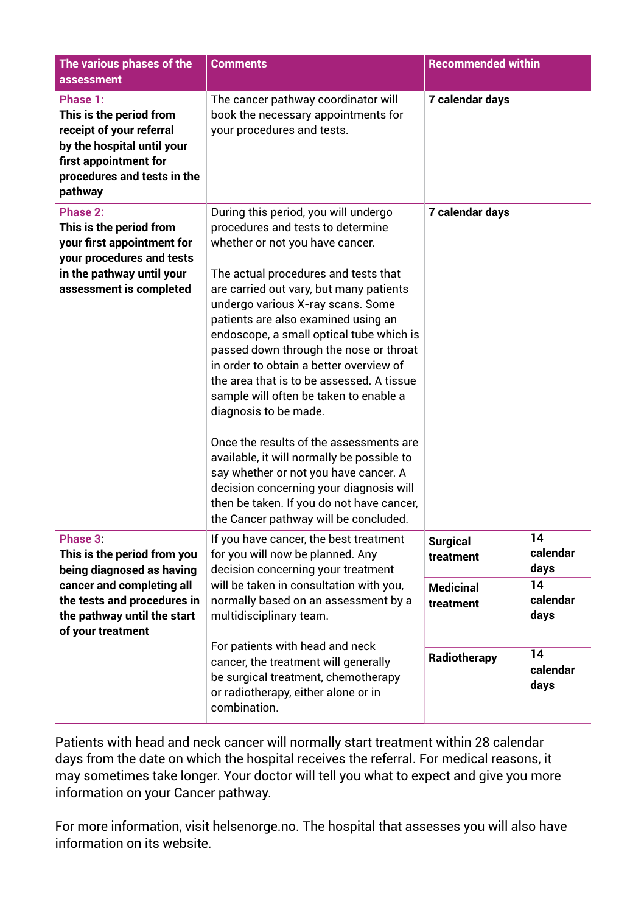| The various phases of the assessment | Comments | Recommended within | |
|---|---|---|---|
| **Phase 1:** **This is the period from receipt of your referral by the hospital until your first appointment for procedures and tests in the pathway** | The cancer pathway coordinator will book the necessary appointments for your procedures and tests. | **7 calendar days** | |
| **Phase 2:** **This is the period from your first appointment for your procedures and tests in the pathway until your assessment is completed** | During this period, you will undergo procedures and tests to determine whether or not you have cancer.<br><br>The actual procedures and tests that are carried out vary, but many patients undergo various X-ray scans. Some patients are also examined using an endoscope, a small optical tube which is passed down through the nose or throat in order to obtain a better overview of the area that is to be assessed. A tissue sample will often be taken to enable a diagnosis to be made.<br><br>Once the results of the assessments are available, it will normally be possible to say whether or not you have cancer. A decision concerning your diagnosis will then be taken. If you do not have cancer, the Cancer pathway will be concluded. | **7 calendar days** | |
| **Phase 3:** **This is the period from you being diagnosed as having cancer and completing all the tests and procedures in the pathway until the start of your treatment** | If you have cancer, the best treatment for you will now be planned. Any decision concerning your treatment will be taken in consultation with you, normally based on an assessment by a multidisciplinary team.<br><br>For patients with head and neck cancer, the treatment will generally be surgical treatment, chemotherapy or radiotherapy, either alone or in combination. | **Surgical treatment** | **14 calendar days** |
| | | **Medicinal treatment** | **14 calendar days** |
| | | **Radiotherapy** | **14 calendar days** |

Patients with head and neck cancer will normally start treatment within 28 calendar days from the date on which the hospital receives the referral. For medical reasons, it may sometimes take longer. Your doctor will tell you what to expect and give you more information on your Cancer pathway.

For more information, visit helsenorge.no. The hospital that assesses you will also have information on its website.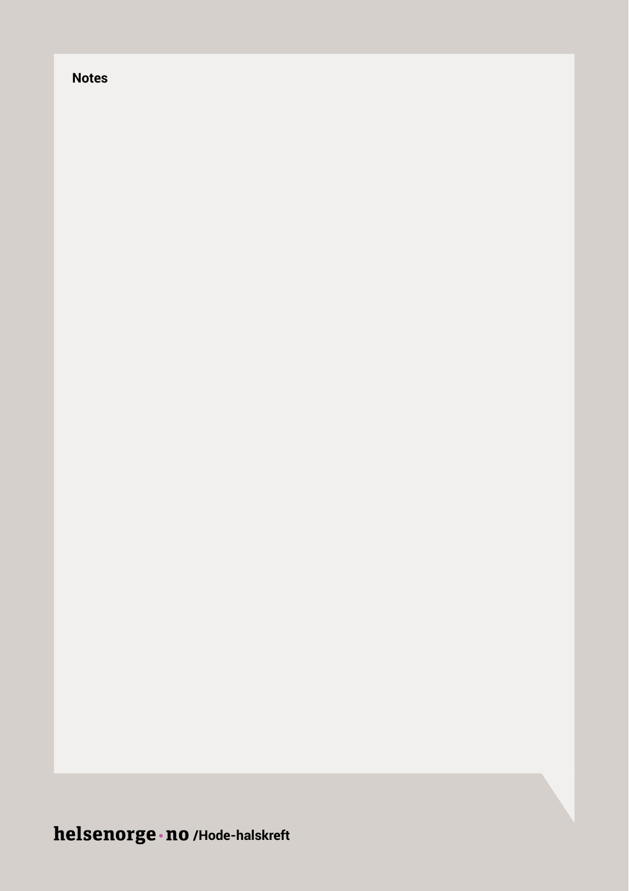**Notes**

helsenorge.no /Hode-halskreft